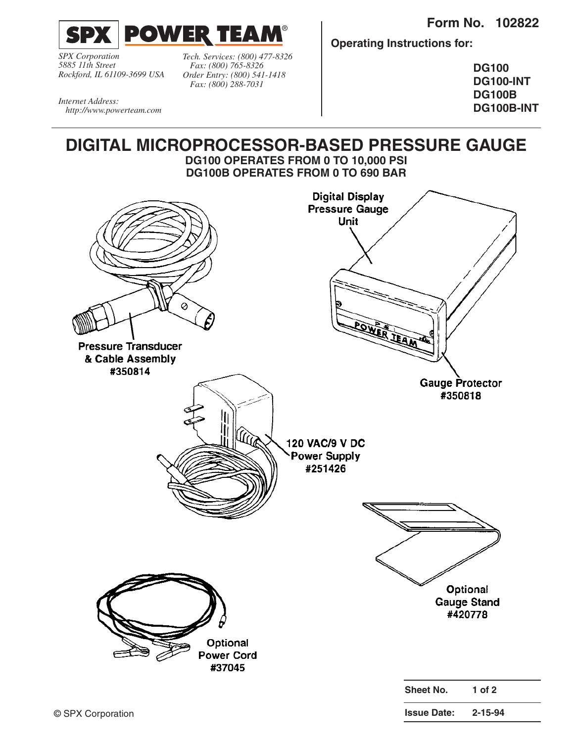**SPX POWER TEAM®**

*SPX Corporation*
*5885 11th Street*
*Rockford, IL 61109-3699 USA*

*Tech. Services: (800) 477-8326*
*Fax: (800) 765-8326*
*Order Entry: (800) 541-1418*
*Fax: (800) 288-7031*

*Internet Address:*
*http://www.powerteam.com*

**Form No. 102822**

**Operating Instructions for:**

**DG100**
**DG100-INT**
**DG100B**
**DG100B-INT**

# DIGITAL MICROPROCESSOR-BASED PRESSURE GAUGE

**DG100 OPERATES FROM 0 TO 10,000 PSI**
**DG100B OPERATES FROM 0 TO 690 BAR**

Digital Display Pressure Gauge Unit

Pressure Transducer & Cable Assembly #350814

Gauge Protector #350818

120 VAC/9 V DC Power Supply #251426

Optional Gauge Stand #420778

Optional Power Cord #37045

| Sheet No. | 1 of 2 |
|---|---|
| Issue Date: | 2-15-94 |

© SPX Corporation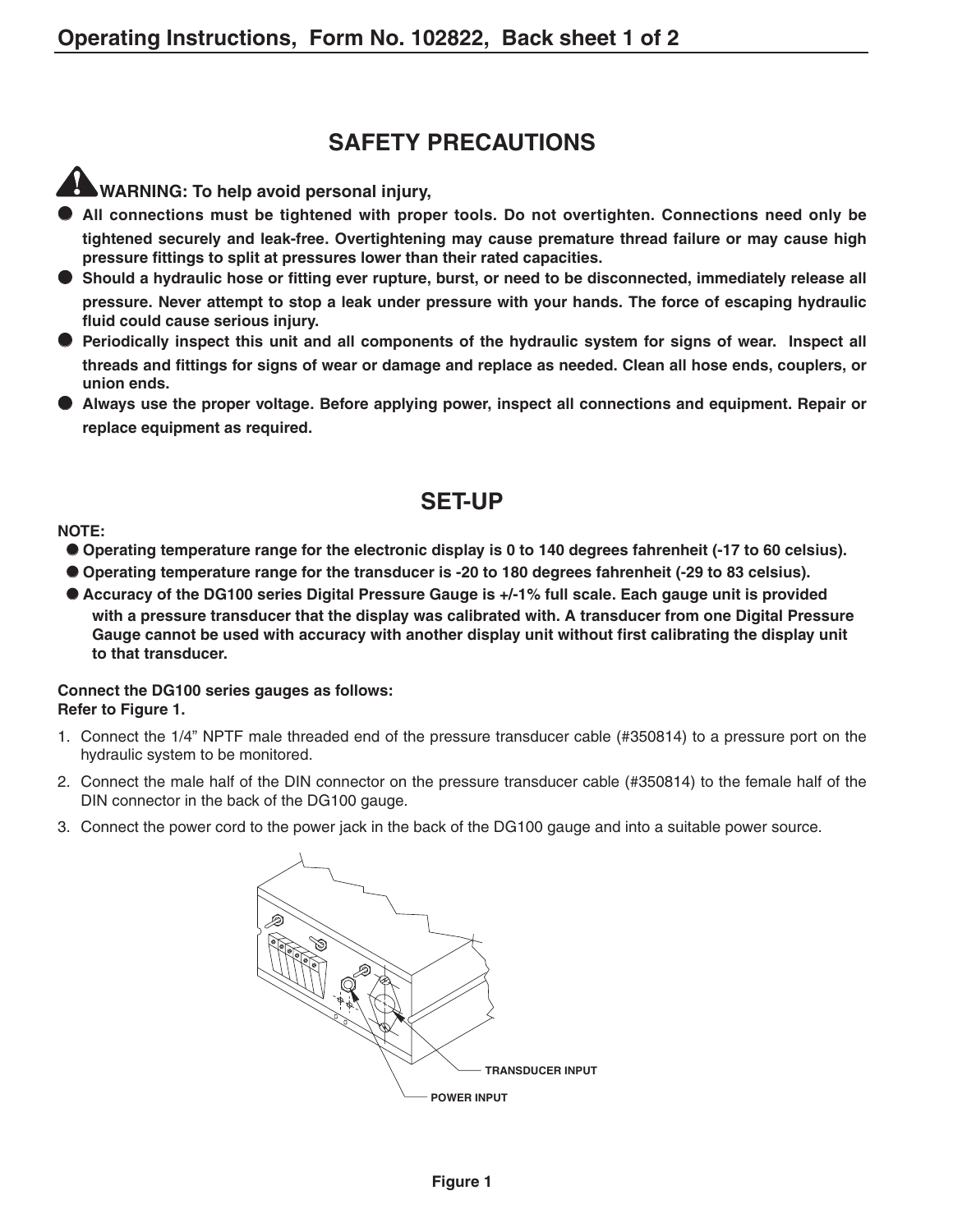# SAFETY PRECAUTIONS

**WARNING: To help avoid personal injury,**

- **All connections must be tightened with proper tools. Do not overtighten. Connections need only be tightened securely and leak-free. Overtightening may cause premature thread failure or may cause high pressure fittings to split at pressures lower than their rated capacities.**
- **Should a hydraulic hose or fitting ever rupture, burst, or need to be disconnected, immediately release all pressure. Never attempt to stop a leak under pressure with your hands. The force of escaping hydraulic fluid could cause serious injury.**
- **Periodically inspect this unit and all components of the hydraulic system for signs of wear. Inspect all threads and fittings for signs of wear or damage and replace as needed. Clean all hose ends, couplers, or union ends.**
- **Always use the proper voltage. Before applying power, inspect all connections and equipment. Repair or replace equipment as required.**

# SET-UP

**NOTE:**

- **Operating temperature range for the electronic display is 0 to 140 degrees fahrenheit (-17 to 60 celsius).**
- **Operating temperature range for the transducer is -20 to 180 degrees fahrenheit (-29 to 83 celsius).**
- **Accuracy of the DG100 series Digital Pressure Gauge is +/-1% full scale. Each gauge unit is provided with a pressure transducer that the display was calibrated with. A transducer from one Digital Pressure Gauge cannot be used with accuracy with another display unit without first calibrating the display unit to that transducer.**

**Connect the DG100 series gauges as follows:**
**Refer to Figure 1.**

1. Connect the 1/4" NPTF male threaded end of the pressure transducer cable (#350814) to a pressure port on the hydraulic system to be monitored.
2. Connect the male half of the DIN connector on the pressure transducer cable (#350814) to the female half of the DIN connector in the back of the DG100 gauge.
3. Connect the power cord to the power jack in the back of the DG100 gauge and into a suitable power source.

TRANSDUCER INPUT

POWER INPUT

**Figure 1**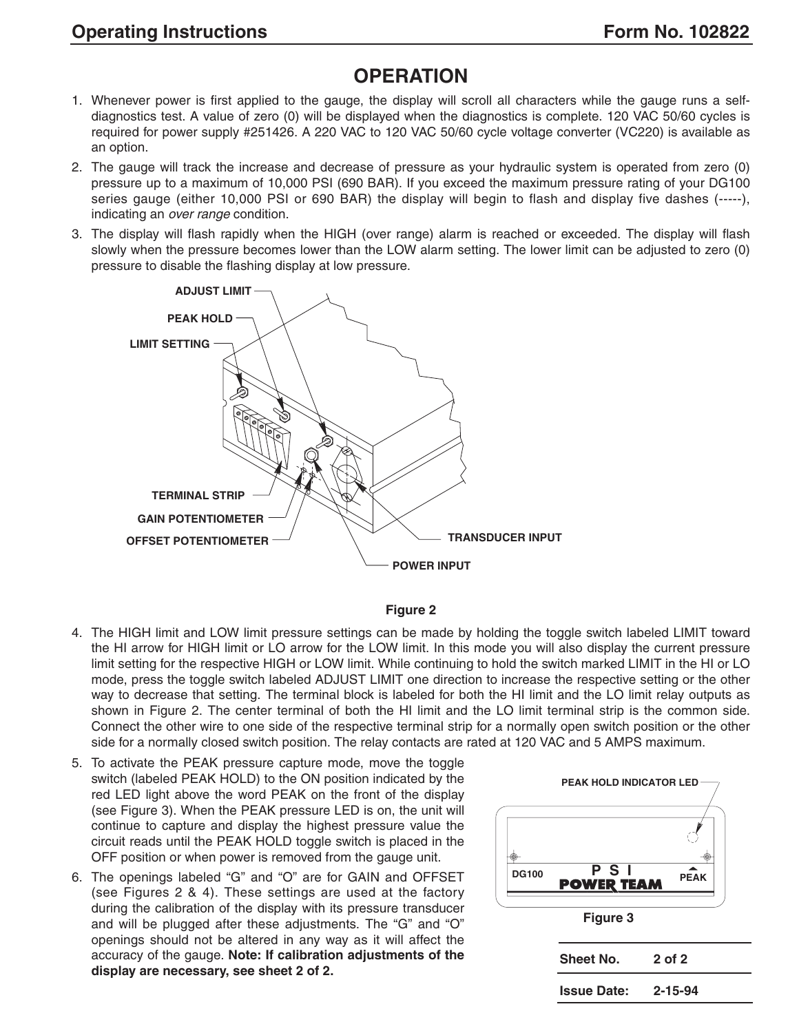## OPERATION

1. Whenever power is first applied to the gauge, the display will scroll all characters while the gauge runs a self-diagnostics test. A value of zero (0) will be displayed when the diagnostics is complete. 120 VAC 50/60 cycles is required for power supply #251426. A 220 VAC to 120 VAC 50/60 cycle voltage converter (VC220) is available as an option.
2. The gauge will track the increase and decrease of pressure as your hydraulic system is operated from zero (0) pressure up to a maximum of 10,000 PSI (690 BAR). If you exceed the maximum pressure rating of your DG100 series gauge (either 10,000 PSI or 690 BAR) the display will begin to flash and display five dashes (-----), indicating an *over range* condition.
3. The display will flash rapidly when the HIGH (over range) alarm is reached or exceeded. The display will flash slowly when the pressure becomes lower than the LOW alarm setting. The lower limit can be adjusted to zero (0) pressure to disable the flashing display at low pressure.

ADJUST LIMIT
PEAK HOLD
LIMIT SETTING
TERMINAL STRIP
GAIN POTENTIOMETER
OFFSET POTENTIOMETER
TRANSDUCER INPUT
POWER INPUT

**Figure 2**

4. The HIGH limit and LOW limit pressure settings can be made by holding the toggle switch labeled LIMIT toward the HI arrow for HIGH limit or LO arrow for the LOW limit. In this mode you will also display the current pressure limit setting for the respective HIGH or LOW limit. While continuing to hold the switch marked LIMIT in the HI or LO mode, press the toggle switch labeled ADJUST LIMIT one direction to increase the respective setting or the other way to decrease that setting. The terminal block is labeled for both the HI limit and the LO limit relay outputs as shown in Figure 2. The center terminal of both the HI limit and the LO limit terminal strip is the common side. Connect the other wire to one side of the respective terminal strip for a normally open switch position or the other side for a normally closed switch position. The relay contacts are rated at 120 VAC and 5 AMPS maximum.
5. To activate the PEAK pressure capture mode, move the toggle switch (labeled PEAK HOLD) to the ON position indicated by the red LED light above the word PEAK on the front of the display (see Figure 3). When the PEAK pressure LED is on, the unit will continue to capture and display the highest pressure value the circuit reads until the PEAK HOLD toggle switch is placed in the OFF position or when power is removed from the gauge unit.
6. The openings labeled "G" and "O" are for GAIN and OFFSET (see Figures 2 & 4). These settings are used at the factory during the calibration of the display with its pressure transducer and will be plugged after these adjustments. The "G" and "O" openings should not be altered in any way as it will affect the accuracy of the gauge. **Note: If calibration adjustments of the display are necessary, see sheet 2 of 2.**

PEAK HOLD INDICATOR LED
DG100
PSI
POWER TEAM
PEAK

**Figure 3**

| **Sheet No.** | **2 of 2** |
|---|---|
| **Issue Date:** | **2-15-94** |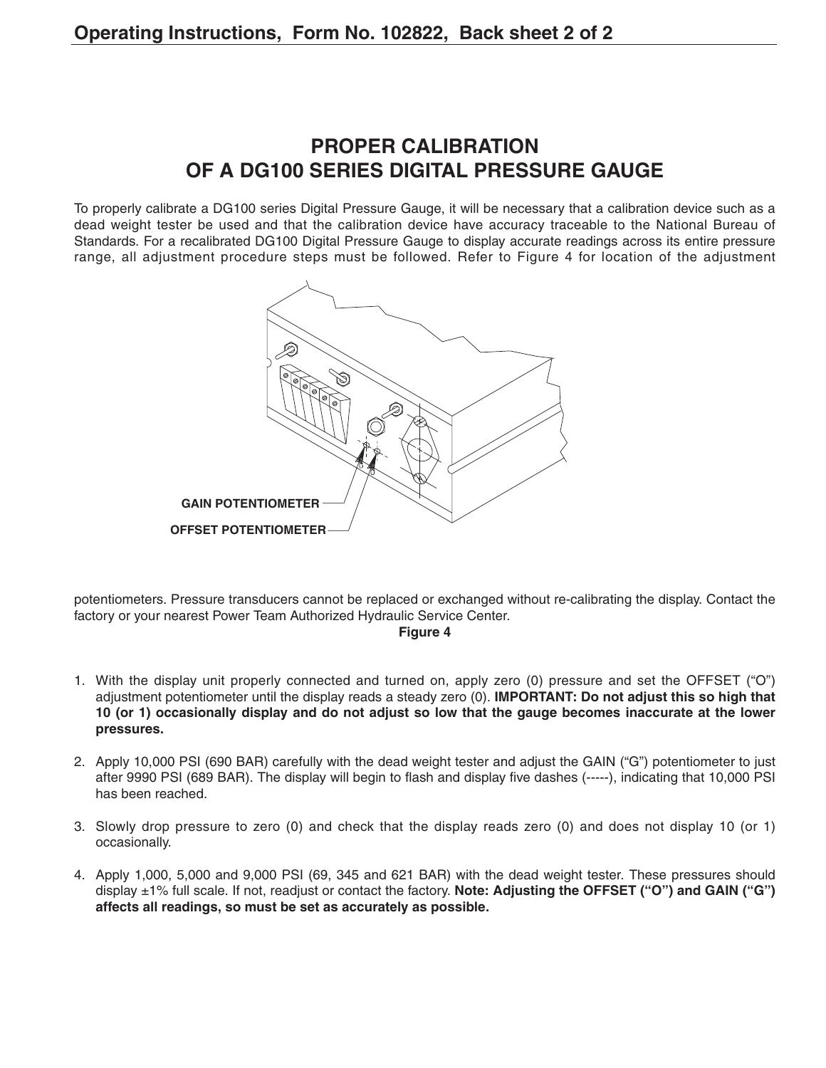# PROPER CALIBRATION OF A DG100 SERIES DIGITAL PRESSURE GAUGE

To properly calibrate a DG100 series Digital Pressure Gauge, it will be necessary that a calibration device such as a dead weight tester be used and that the calibration device have accuracy traceable to the National Bureau of Standards. For a recalibrated DG100 Digital Pressure Gauge to display accurate readings across its entire pressure range, all adjustment procedure steps must be followed. Refer to Figure 4 for location of the adjustment potentiometers. Pressure transducers cannot be replaced or exchanged without re-calibrating the display. Contact the factory or your nearest Power Team Authorized Hydraulic Service Center.

GAIN POTENTIOMETER

OFFSET POTENTIOMETER

**Figure 4**

1. With the display unit properly connected and turned on, apply zero (0) pressure and set the OFFSET ("O") adjustment potentiometer until the display reads a steady zero (0). **IMPORTANT: Do not adjust this so high that 10 (or 1) occasionally display and do not adjust so low that the gauge becomes inaccurate at the lower pressures.**

2. Apply 10,000 PSI (690 BAR) carefully with the dead weight tester and adjust the GAIN ("G") potentiometer to just after 9990 PSI (689 BAR). The display will begin to flash and display five dashes (-----), indicating that 10,000 PSI has been reached.

3. Slowly drop pressure to zero (0) and check that the display reads zero (0) and does not display 10 (or 1) occasionally.

4. Apply 1,000, 5,000 and 9,000 PSI (69, 345 and 621 BAR) with the dead weight tester. These pressures should display ±1% full scale. If not, readjust or contact the factory. **Note: Adjusting the OFFSET ("O") and GAIN ("G") affects all readings, so must be set as accurately as possible.**